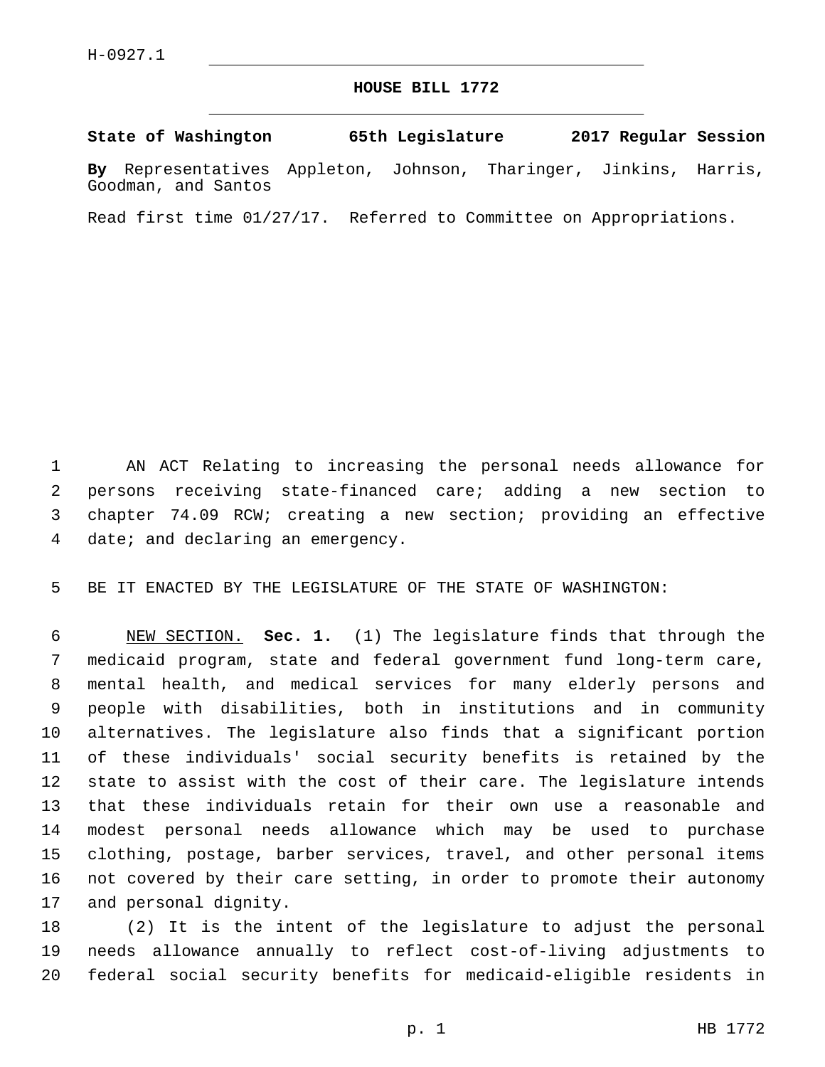H-0927.1

# HOUSE BILL 1772

**State of Washington 65th Legislature 2017 Regular Session**

**By** Representatives Appleton, Johnson, Tharinger, Jinkins, Harris, Goodman, and Santos

Read first time 01/27/17. Referred to Committee on Appropriations.

AN ACT Relating to increasing the personal needs allowance for persons receiving state-financed care; adding a new section to chapter 74.09 RCW; creating a new section; providing an effective date; and declaring an emergency.

BE IT ENACTED BY THE LEGISLATURE OF THE STATE OF WASHINGTON:

NEW SECTION. **Sec. 1.** (1) The legislature finds that through the medicaid program, state and federal government fund long-term care, mental health, and medical services for many elderly persons and people with disabilities, both in institutions and in community alternatives. The legislature also finds that a significant portion of these individuals' social security benefits is retained by the state to assist with the cost of their care. The legislature intends that these individuals retain for their own use a reasonable and modest personal needs allowance which may be used to purchase clothing, postage, barber services, travel, and other personal items not covered by their care setting, in order to promote their autonomy and personal dignity.

(2) It is the intent of the legislature to adjust the personal needs allowance annually to reflect cost-of-living adjustments to federal social security benefits for medicaid-eligible residents in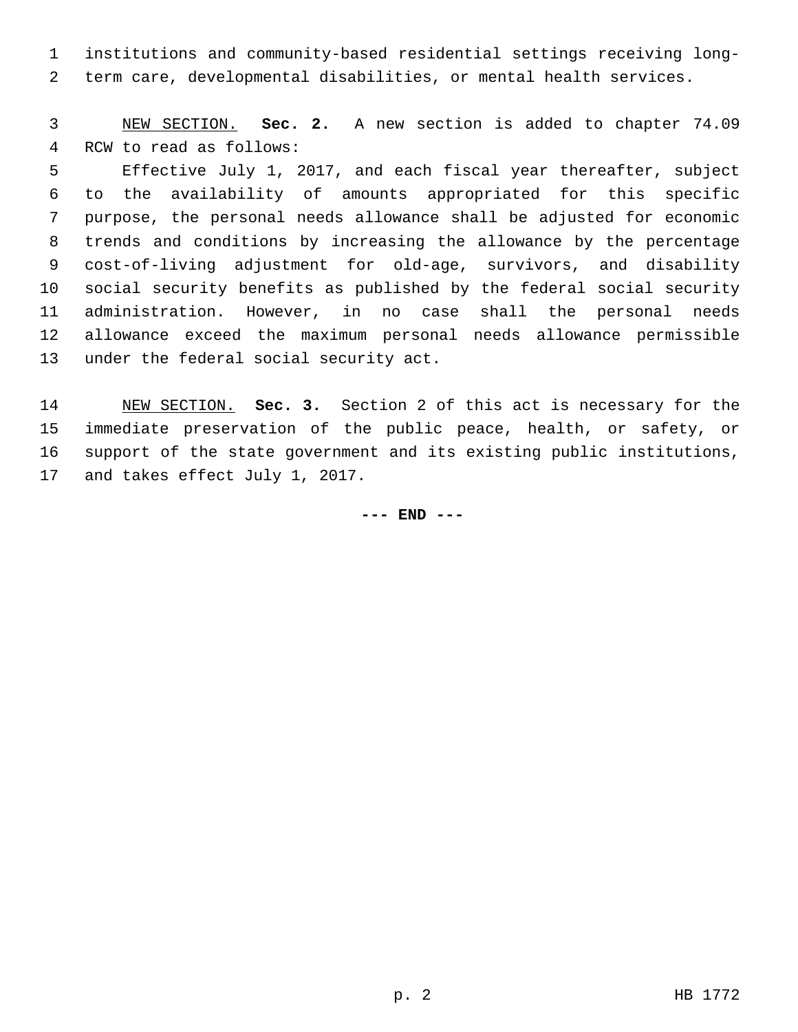institutions and community-based residential settings receiving long-term care, developmental disabilities, or mental health services.

NEW SECTION. **Sec. 2.** A new section is added to chapter 74.09 RCW to read as follows:

Effective July 1, 2017, and each fiscal year thereafter, subject to the availability of amounts appropriated for this specific purpose, the personal needs allowance shall be adjusted for economic trends and conditions by increasing the allowance by the percentage cost-of-living adjustment for old-age, survivors, and disability social security benefits as published by the federal social security administration. However, in no case shall the personal needs allowance exceed the maximum personal needs allowance permissible under the federal social security act.

NEW SECTION. **Sec. 3.** Section 2 of this act is necessary for the immediate preservation of the public peace, health, or safety, or support of the state government and its existing public institutions, and takes effect July 1, 2017.

**--- END ---**